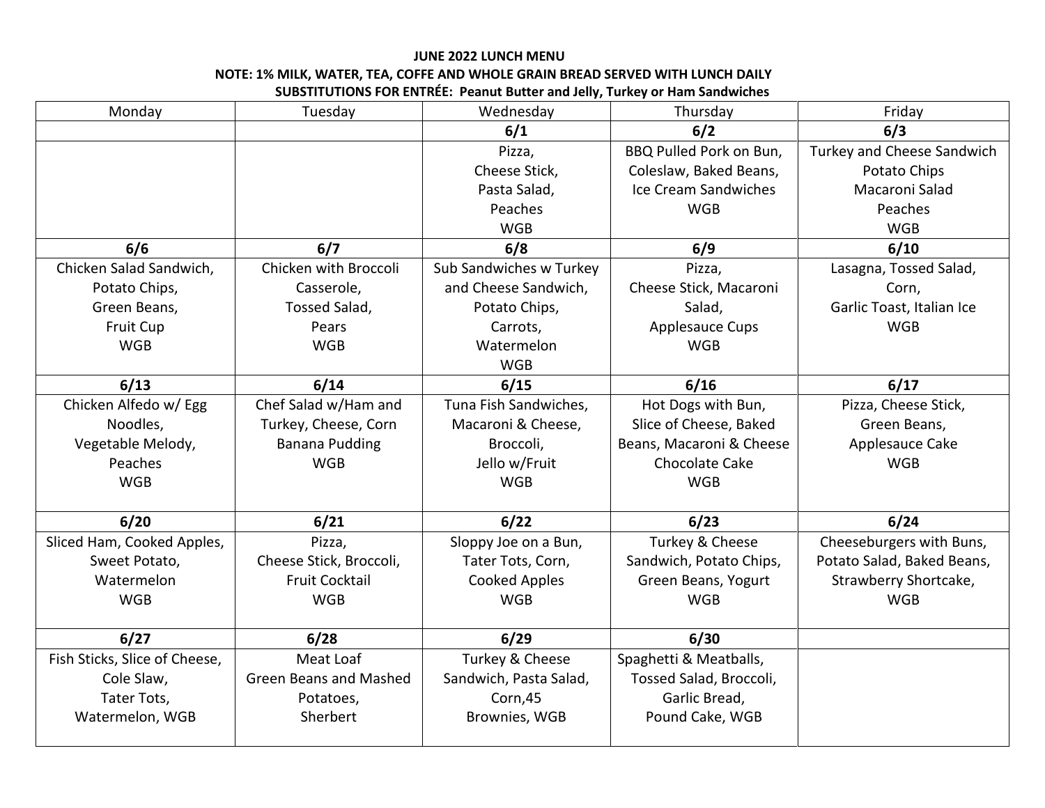**JUNE 2022 LUNCH MENU**
**NOTE: 1% MILK, WATER, TEA, COFFE AND WHOLE GRAIN BREAD SERVED WITH LUNCH DAILY**
**SUBSTITUTIONS FOR ENTRÉE: Peanut Butter and Jelly, Turkey or Ham Sandwiches**

| Monday | Tuesday | Wednesday | Thursday | Friday |
|---|---|---|---|---|
| | | **6/1** | **6/2** | **6/3** |
| | | Pizza, Cheese Stick, Pasta Salad, Peaches WGB | BBQ Pulled Pork on Bun, Coleslaw, Baked Beans, Ice Cream Sandwiches WGB | Turkey and Cheese Sandwich Potato Chips Macaroni Salad Peaches WGB |
| **6/6** | **6/7** | **6/8** | **6/9** | **6/10** |
| Chicken Salad Sandwich, Potato Chips, Green Beans, Fruit Cup WGB | Chicken with Broccoli Casserole, Tossed Salad, Pears WGB | Sub Sandwiches w Turkey and Cheese Sandwich, Potato Chips, Carrots, Watermelon WGB | Pizza, Cheese Stick, Macaroni Salad, Applesauce Cups WGB | Lasagna, Tossed Salad, Corn, Garlic Toast, Italian Ice WGB |
| **6/13** | **6/14** | **6/15** | **6/16** | **6/17** |
| Chicken Alfedo w/ Egg Noodles, Vegetable Melody, Peaches WGB | Chef Salad w/Ham and Turkey, Cheese, Corn Banana Pudding WGB | Tuna Fish Sandwiches, Macaroni & Cheese, Broccoli, Jello w/Fruit WGB | Hot Dogs with Bun, Slice of Cheese, Baked Beans, Macaroni & Cheese Chocolate Cake WGB | Pizza, Cheese Stick, Green Beans, Applesauce Cake WGB |
| **6/20** | **6/21** | **6/22** | **6/23** | **6/24** |
| Sliced Ham, Cooked Apples, Sweet Potato, Watermelon WGB | Pizza, Cheese Stick, Broccoli, Fruit Cocktail WGB | Sloppy Joe on a Bun, Tater Tots, Corn, Cooked Apples WGB | Turkey & Cheese Sandwich, Potato Chips, Green Beans, Yogurt WGB | Cheeseburgers with Buns, Potato Salad, Baked Beans, Strawberry Shortcake, WGB |
| **6/27** | **6/28** | **6/29** | **6/30** | |
| Fish Sticks, Slice of Cheese, Cole Slaw, Tater Tots, Watermelon, WGB | Meat Loaf Green Beans and Mashed Potatoes, Sherbert | Turkey & Cheese Sandwich, Pasta Salad, Corn,45 Brownies, WGB | Spaghetti & Meatballs, Tossed Salad, Broccoli, Garlic Bread, Pound Cake, WGB | |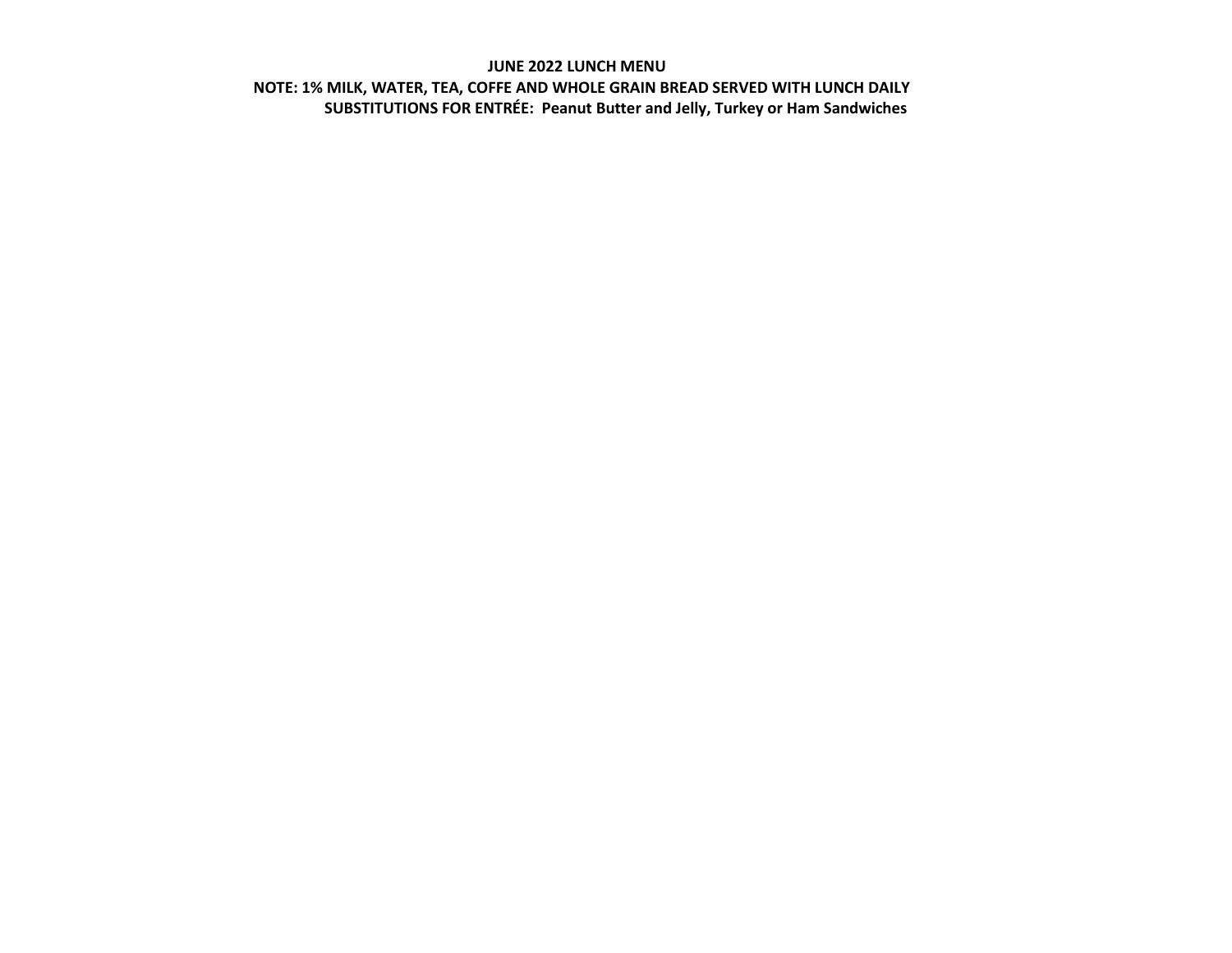**JUNE 2022 LUNCH MENU**

**NOTE: 1% MILK, WATER, TEA, COFFE AND WHOLE GRAIN BREAD SERVED WITH LUNCH DAILY**

**SUBSTITUTIONS FOR ENTRÉE: Peanut Butter and Jelly, Turkey or Ham Sandwiches**